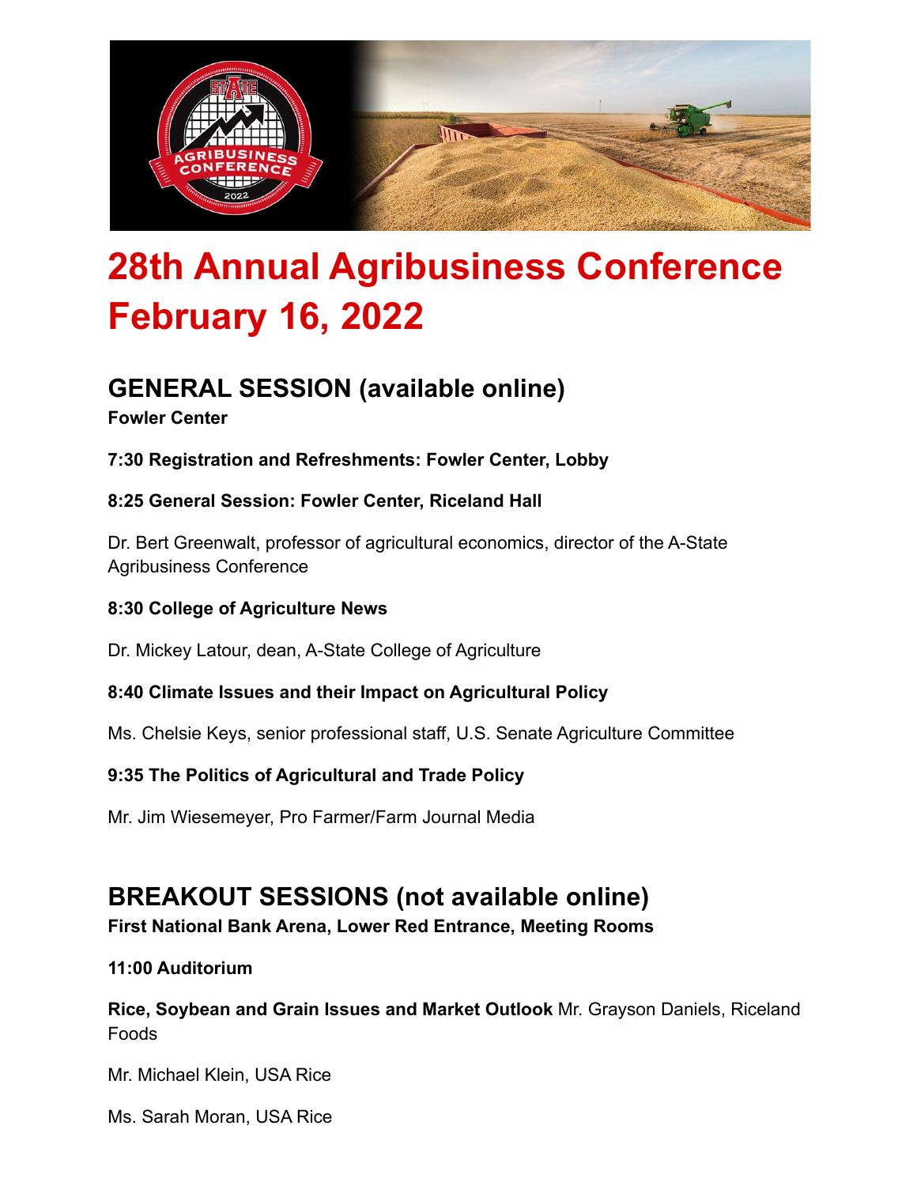# 28th Annual Agribusiness Conference February 16, 2022

## GENERAL SESSION (available online)

**Fowler Center**

**7:30 Registration and Refreshments: Fowler Center, Lobby**

**8:25 General Session: Fowler Center, Riceland Hall**

Dr. Bert Greenwalt, professor of agricultural economics, director of the A-State Agribusiness Conference

**8:30 College of Agriculture News**

Dr. Mickey Latour, dean, A-State College of Agriculture

**8:40 Climate Issues and their Impact on Agricultural Policy**

Ms. Chelsie Keys, senior professional staff, U.S. Senate Agriculture Committee

**9:35 The Politics of Agricultural and Trade Policy**

Mr. Jim Wiesemeyer, Pro Farmer/Farm Journal Media

## BREAKOUT SESSIONS (not available online)

**First National Bank Arena, Lower Red Entrance, Meeting Rooms**

**11:00 Auditorium**

**Rice, Soybean and Grain Issues and Market Outlook** Mr. Grayson Daniels, Riceland Foods

Mr. Michael Klein, USA Rice

Ms. Sarah Moran, USA Rice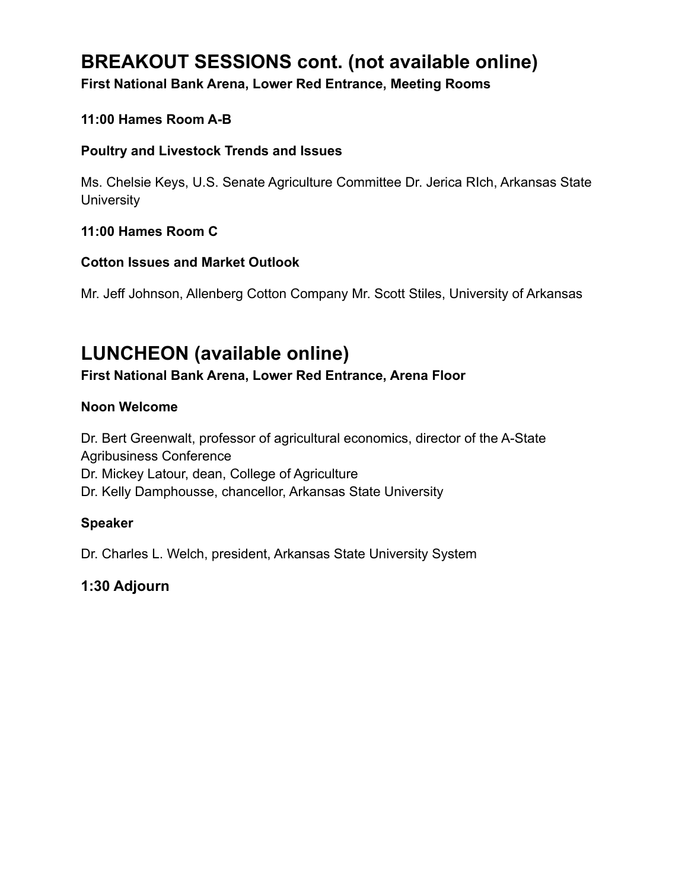## BREAKOUT SESSIONS cont. (not available online)

**First National Bank Arena, Lower Red Entrance, Meeting Rooms**

**11:00 Hames Room A-B**

**Poultry and Livestock Trends and Issues**

Ms. Chelsie Keys, U.S. Senate Agriculture Committee Dr. Jerica RIch, Arkansas State University

**11:00 Hames Room C**

**Cotton Issues and Market Outlook**

Mr. Jeff Johnson, Allenberg Cotton Company Mr. Scott Stiles, University of Arkansas

## LUNCHEON (available online)

**First National Bank Arena, Lower Red Entrance, Arena Floor**

**Noon Welcome**

Dr. Bert Greenwalt, professor of agricultural economics, director of the A-State Agribusiness Conference
Dr. Mickey Latour, dean, College of Agriculture
Dr. Kelly Damphousse, chancellor, Arkansas State University

**Speaker**

Dr. Charles L. Welch, president, Arkansas State University System

### 1:30 Adjourn